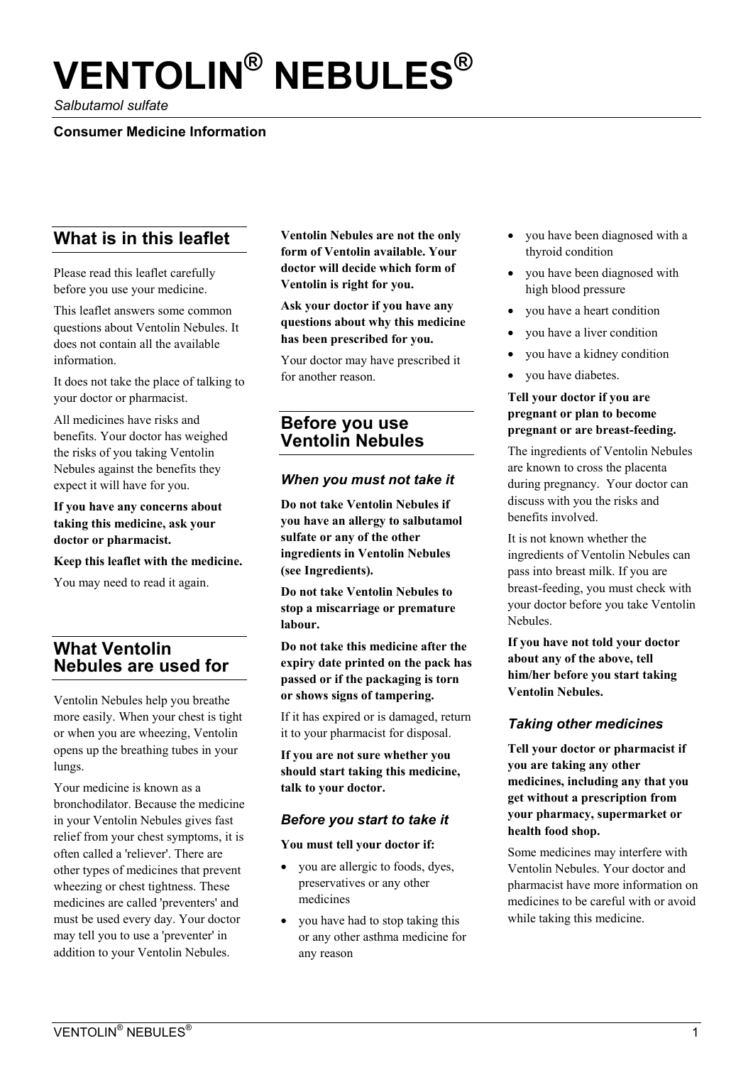# VENTOLIN® NEBULES®

*Salbutamol sulfate*

**Consumer Medicine Information**

## What is in this leaflet

Please read this leaflet carefully before you use your medicine.

This leaflet answers some common questions about Ventolin Nebules. It does not contain all the available information.

It does not take the place of talking to your doctor or pharmacist.

All medicines have risks and benefits. Your doctor has weighed the risks of you taking Ventolin Nebules against the benefits they expect it will have for you.

**If you have any concerns about taking this medicine, ask your doctor or pharmacist.**

**Keep this leaflet with the medicine.**

You may need to read it again.

## What Ventolin Nebules are used for

Ventolin Nebules help you breathe more easily. When your chest is tight or when you are wheezing, Ventolin opens up the breathing tubes in your lungs.

Your medicine is known as a bronchodilator. Because the medicine in your Ventolin Nebules gives fast relief from your chest symptoms, it is often called a 'reliever'. There are other types of medicines that prevent wheezing or chest tightness. These medicines are called 'preventers' and must be used every day. Your doctor may tell you to use a 'preventer' in addition to your Ventolin Nebules.

**Ventolin Nebules are not the only form of Ventolin available. Your doctor will decide which form of Ventolin is right for you.**

**Ask your doctor if you have any questions about why this medicine has been prescribed for you.**

Your doctor may have prescribed it for another reason.

## Before you use Ventolin Nebules

### *When you must not take it*

**Do not take Ventolin Nebules if you have an allergy to salbutamol sulfate or any of the other ingredients in Ventolin Nebules (see Ingredients).**

**Do not take Ventolin Nebules to stop a miscarriage or premature labour.**

**Do not take this medicine after the expiry date printed on the pack has passed or if the packaging is torn or shows signs of tampering.**

If it has expired or is damaged, return it to your pharmacist for disposal.

**If you are not sure whether you should start taking this medicine, talk to your doctor.**

### *Before you start to take it*

**You must tell your doctor if:**

- you are allergic to foods, dyes, preservatives or any other medicines
- you have had to stop taking this or any other asthma medicine for any reason
- you have been diagnosed with a thyroid condition
- you have been diagnosed with high blood pressure
- you have a heart condition
- you have a liver condition
- you have a kidney condition
- you have diabetes.

**Tell your doctor if you are pregnant or plan to become pregnant or are breast-feeding.**

The ingredients of Ventolin Nebules are known to cross the placenta during pregnancy. Your doctor can discuss with you the risks and benefits involved.

It is not known whether the ingredients of Ventolin Nebules can pass into breast milk. If you are breast-feeding, you must check with your doctor before you take Ventolin Nebules.

**If you have not told your doctor about any of the above, tell him/her before you start taking Ventolin Nebules.**

### *Taking other medicines*

**Tell your doctor or pharmacist if you are taking any other medicines, including any that you get without a prescription from your pharmacy, supermarket or health food shop.**

Some medicines may interfere with Ventolin Nebules. Your doctor and pharmacist have more information on medicines to be careful with or avoid while taking this medicine.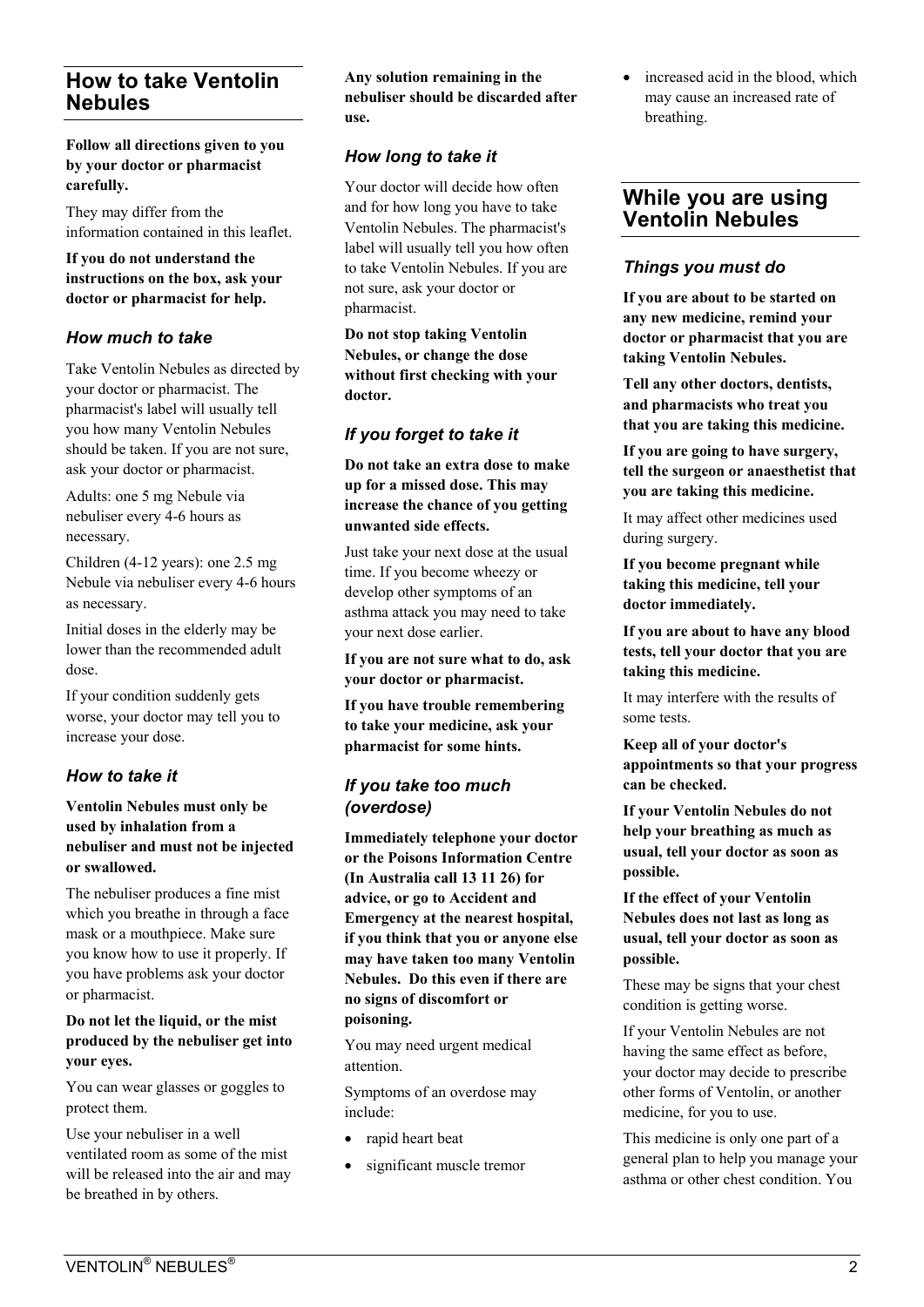## How to take Ventolin Nebules

**Follow all directions given to you by your doctor or pharmacist carefully.**

They may differ from the information contained in this leaflet.

**If you do not understand the instructions on the box, ask your doctor or pharmacist for help.**

### *How much to take*

Take Ventolin Nebules as directed by your doctor or pharmacist. The pharmacist's label will usually tell you how many Ventolin Nebules should be taken. If you are not sure, ask your doctor or pharmacist.

Adults: one 5 mg Nebule via nebuliser every 4-6 hours as necessary.

Children (4-12 years): one 2.5 mg Nebule via nebuliser every 4-6 hours as necessary.

Initial doses in the elderly may be lower than the recommended adult dose.

If your condition suddenly gets worse, your doctor may tell you to increase your dose.

### *How to take it*

**Ventolin Nebules must only be used by inhalation from a nebuliser and must not be injected or swallowed.**

The nebuliser produces a fine mist which you breathe in through a face mask or a mouthpiece. Make sure you know how to use it properly. If you have problems ask your doctor or pharmacist.

**Do not let the liquid, or the mist produced by the nebuliser get into your eyes.**

You can wear glasses or goggles to protect them.

Use your nebuliser in a well ventilated room as some of the mist will be released into the air and may be breathed in by others.

**Any solution remaining in the nebuliser should be discarded after use.**

### *How long to take it*

Your doctor will decide how often and for how long you have to take Ventolin Nebules. The pharmacist's label will usually tell you how often to take Ventolin Nebules. If you are not sure, ask your doctor or pharmacist.

**Do not stop taking Ventolin Nebules, or change the dose without first checking with your doctor.**

### *If you forget to take it*

**Do not take an extra dose to make up for a missed dose. This may increase the chance of you getting unwanted side effects.**

Just take your next dose at the usual time. If you become wheezy or develop other symptoms of an asthma attack you may need to take your next dose earlier.

**If you are not sure what to do, ask your doctor or pharmacist.**

**If you have trouble remembering to take your medicine, ask your pharmacist for some hints.**

### *If you take too much (overdose)*

**Immediately telephone your doctor or the Poisons Information Centre (In Australia call 13 11 26) for advice, or go to Accident and Emergency at the nearest hospital, if you think that you or anyone else may have taken too many Ventolin Nebules. Do this even if there are no signs of discomfort or poisoning.**

You may need urgent medical attention.

Symptoms of an overdose may include:

- rapid heart beat
- significant muscle tremor
- increased acid in the blood, which may cause an increased rate of breathing.

## While you are using Ventolin Nebules

### *Things you must do*

**If you are about to be started on any new medicine, remind your doctor or pharmacist that you are taking Ventolin Nebules.**

**Tell any other doctors, dentists, and pharmacists who treat you that you are taking this medicine.**

**If you are going to have surgery, tell the surgeon or anaesthetist that you are taking this medicine.**

It may affect other medicines used during surgery.

**If you become pregnant while taking this medicine, tell your doctor immediately.**

**If you are about to have any blood tests, tell your doctor that you are taking this medicine.**

It may interfere with the results of some tests.

**Keep all of your doctor's appointments so that your progress can be checked.**

**If your Ventolin Nebules do not help your breathing as much as usual, tell your doctor as soon as possible.**

**If the effect of your Ventolin Nebules does not last as long as usual, tell your doctor as soon as possible.**

These may be signs that your chest condition is getting worse.

If your Ventolin Nebules are not having the same effect as before, your doctor may decide to prescribe other forms of Ventolin, or another medicine, for you to use.

This medicine is only one part of a general plan to help you manage your asthma or other chest condition. You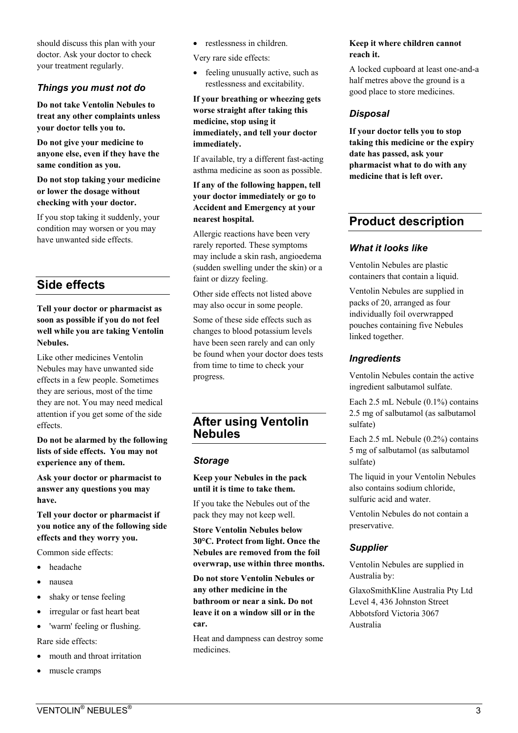should discuss this plan with your doctor. Ask your doctor to check your treatment regularly.

### *Things you must not do*

**Do not take Ventolin Nebules to treat any other complaints unless your doctor tells you to.**

**Do not give your medicine to anyone else, even if they have the same condition as you.**

**Do not stop taking your medicine or lower the dosage without checking with your doctor.**

If you stop taking it suddenly, your condition may worsen or you may have unwanted side effects.

## Side effects

**Tell your doctor or pharmacist as soon as possible if you do not feel well while you are taking Ventolin Nebules.**

Like other medicines Ventolin Nebules may have unwanted side effects in a few people. Sometimes they are serious, most of the time they are not. You may need medical attention if you get some of the side effects.

**Do not be alarmed by the following lists of side effects. You may not experience any of them.**

**Ask your doctor or pharmacist to answer any questions you may have.**

**Tell your doctor or pharmacist if you notice any of the following side effects and they worry you.**

Common side effects:

- headache
- nausea
- shaky or tense feeling
- irregular or fast heart beat
- 'warm' feeling or flushing.

Rare side effects:

- mouth and throat irritation
- muscle cramps
- restlessness in children.

Very rare side effects:

- feeling unusually active, such as restlessness and excitability.

**If your breathing or wheezing gets worse straight after taking this medicine, stop using it immediately, and tell your doctor immediately.**

If available, try a different fast-acting asthma medicine as soon as possible.

**If any of the following happen, tell your doctor immediately or go to Accident and Emergency at your nearest hospital.**

Allergic reactions have been very rarely reported. These symptoms may include a skin rash, angioedema (sudden swelling under the skin) or a faint or dizzy feeling.

Other side effects not listed above may also occur in some people.

Some of these side effects such as changes to blood potassium levels have been seen rarely and can only be found when your doctor does tests from time to time to check your progress.

## After using Ventolin Nebules

### *Storage*

**Keep your Nebules in the pack until it is time to take them.**

If you take the Nebules out of the pack they may not keep well.

**Store Ventolin Nebules below 30°C. Protect from light. Once the Nebules are removed from the foil overwrap, use within three months.**

**Do not store Ventolin Nebules or any other medicine in the bathroom or near a sink. Do not leave it on a window sill or in the car.**

Heat and dampness can destroy some medicines.

**Keep it where children cannot reach it.**

A locked cupboard at least one-and-a half metres above the ground is a good place to store medicines.

### *Disposal*

**If your doctor tells you to stop taking this medicine or the expiry date has passed, ask your pharmacist what to do with any medicine that is left over.**

## Product description

### *What it looks like*

Ventolin Nebules are plastic containers that contain a liquid.

Ventolin Nebules are supplied in packs of 20, arranged as four individually foil overwrapped pouches containing five Nebules linked together.

### *Ingredients*

Ventolin Nebules contain the active ingredient salbutamol sulfate.

Each 2.5 mL Nebule (0.1%) contains 2.5 mg of salbutamol (as salbutamol sulfate)

Each 2.5 mL Nebule (0.2%) contains 5 mg of salbutamol (as salbutamol sulfate)

The liquid in your Ventolin Nebules also contains sodium chloride, sulfuric acid and water.

Ventolin Nebules do not contain a preservative.

### *Supplier*

Ventolin Nebules are supplied in Australia by:

GlaxoSmithKline Australia Pty Ltd
Level 4, 436 Johnston Street
Abbotsford Victoria 3067
Australia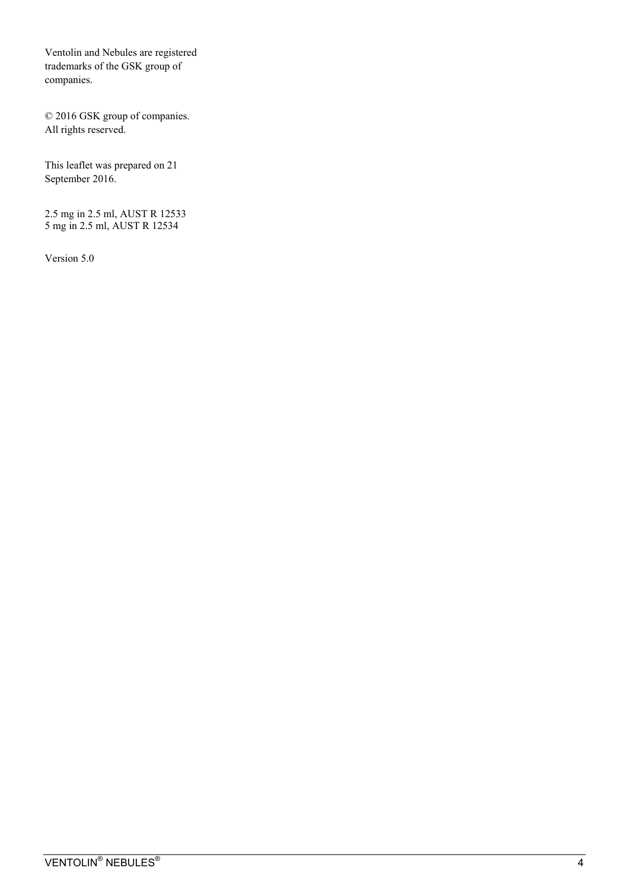Ventolin and Nebules are registered trademarks of the GSK group of companies.

© 2016 GSK group of companies. All rights reserved.

This leaflet was prepared on 21 September 2016.

2.5 mg in 2.5 ml, AUST R 12533
5 mg in 2.5 ml, AUST R 12534

Version 5.0